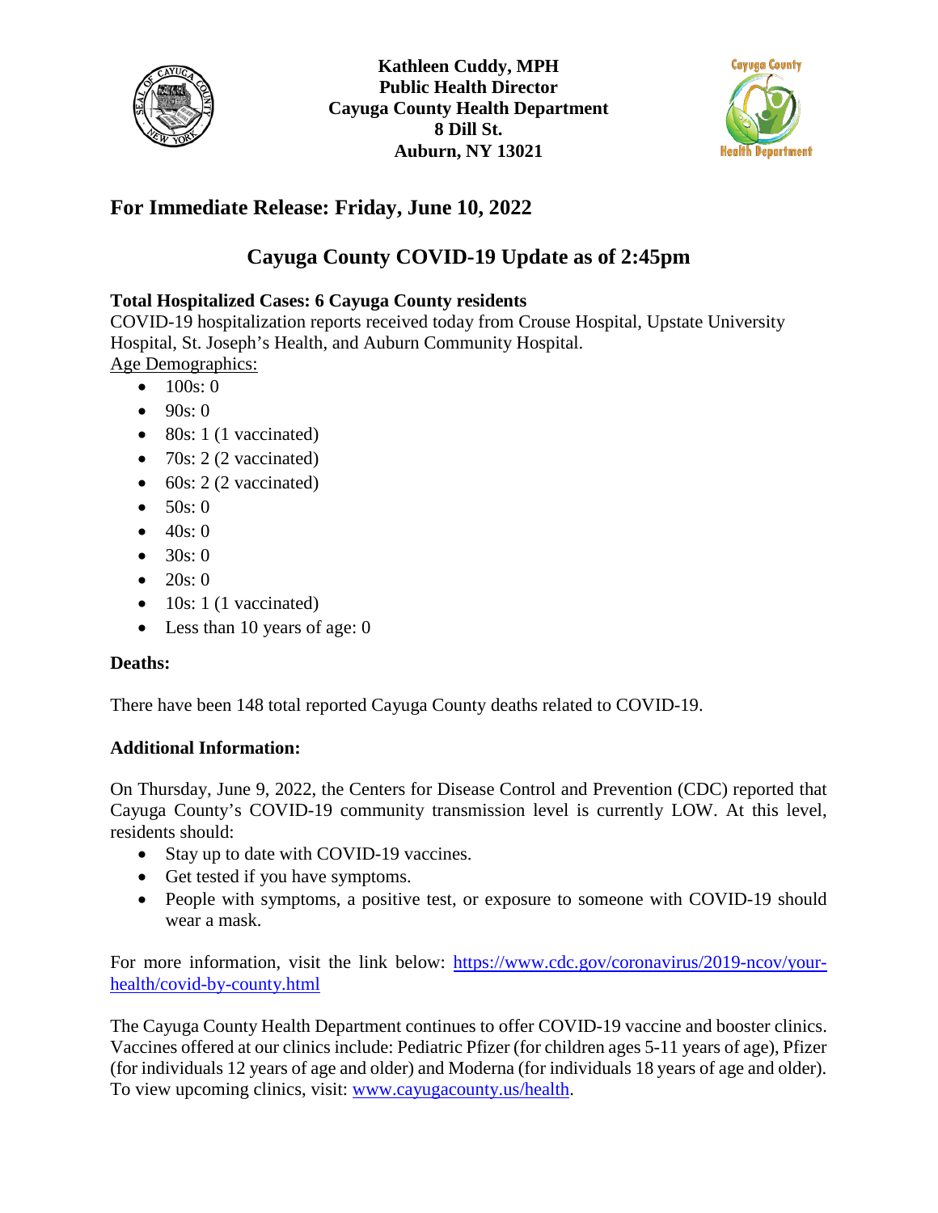**Kathleen Cuddy, MPH**
**Public Health Director**
**Cayuga County Health Department**
**8 Dill St.**
**Auburn, NY 13021**

## For Immediate Release: Friday, June 10, 2022

## Cayuga County COVID-19 Update as of 2:45pm

**Total Hospitalized Cases: 6 Cayuga County residents**
COVID-19 hospitalization reports received today from Crouse Hospital, Upstate University Hospital, St. Joseph's Health, and Auburn Community Hospital.
Age Demographics:

- 100s: 0
- 90s: 0
- 80s: 1 (1 vaccinated)
- 70s: 2 (2 vaccinated)
- 60s: 2 (2 vaccinated)
- 50s: 0
- 40s: 0
- 30s: 0
- 20s: 0
- 10s: 1 (1 vaccinated)
- Less than 10 years of age: 0

**Deaths:**

There have been 148 total reported Cayuga County deaths related to COVID-19.

**Additional Information:**

On Thursday, June 9, 2022, the Centers for Disease Control and Prevention (CDC) reported that Cayuga County's COVID-19 community transmission level is currently LOW. At this level, residents should:

- Stay up to date with COVID-19 vaccines.
- Get tested if you have symptoms.
- People with symptoms, a positive test, or exposure to someone with COVID-19 should wear a mask.

For more information, visit the link below: https://www.cdc.gov/coronavirus/2019-ncov/your-health/covid-by-county.html

The Cayuga County Health Department continues to offer COVID-19 vaccine and booster clinics. Vaccines offered at our clinics include: Pediatric Pfizer (for children ages 5-11 years of age), Pfizer (for individuals 12 years of age and older) and Moderna (for individuals 18 years of age and older). To view upcoming clinics, visit: www.cayugacounty.us/health.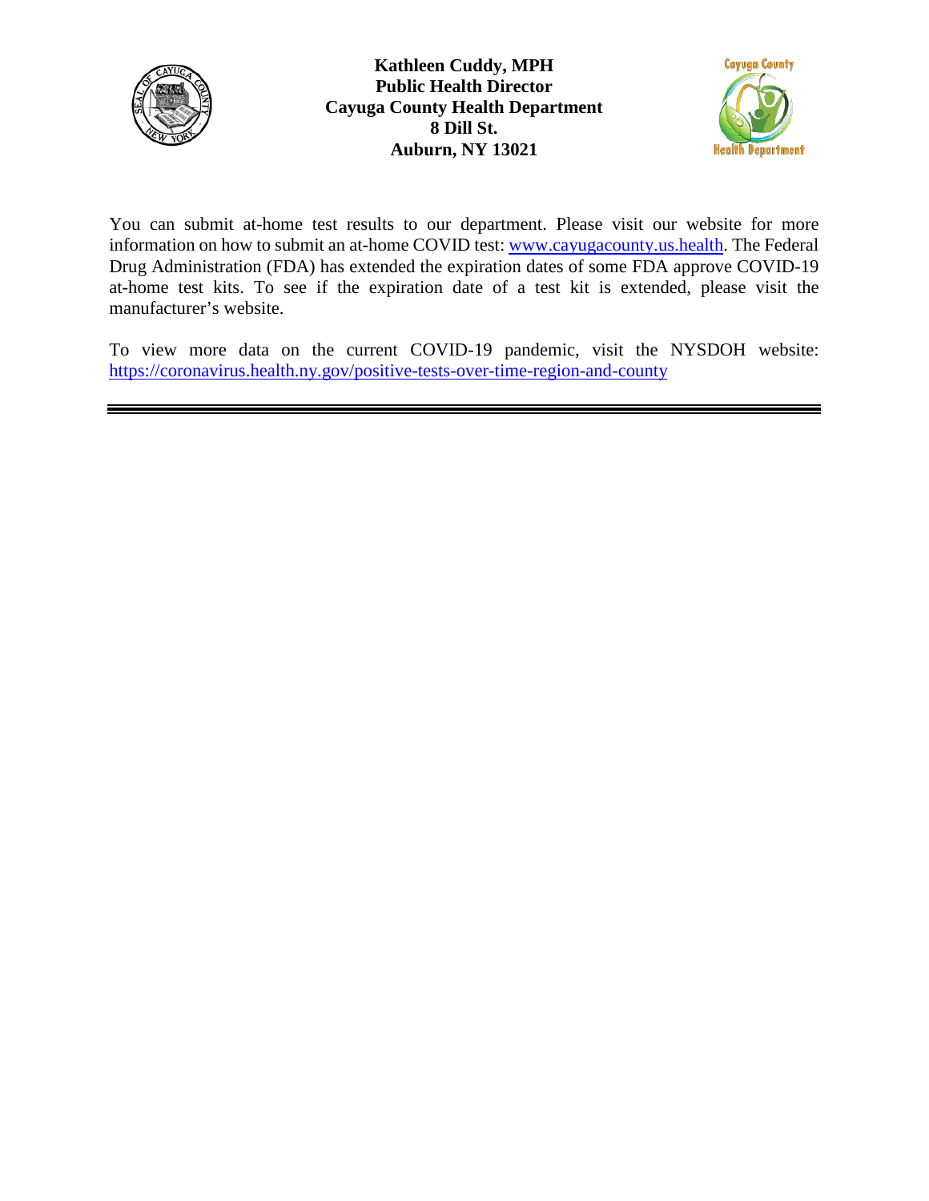**Kathleen Cuddy, MPH**
**Public Health Director**
**Cayuga County Health Department**
**8 Dill St.**
**Auburn, NY 13021**

You can submit at-home test results to our department. Please visit our website for more information on how to submit an at-home COVID test: www.cayugacounty.us.health. The Federal Drug Administration (FDA) has extended the expiration dates of some FDA approve COVID-19 at-home test kits. To see if the expiration date of a test kit is extended, please visit the manufacturer's website.

To view more data on the current COVID-19 pandemic, visit the NYSDOH website: https://coronavirus.health.ny.gov/positive-tests-over-time-region-and-county